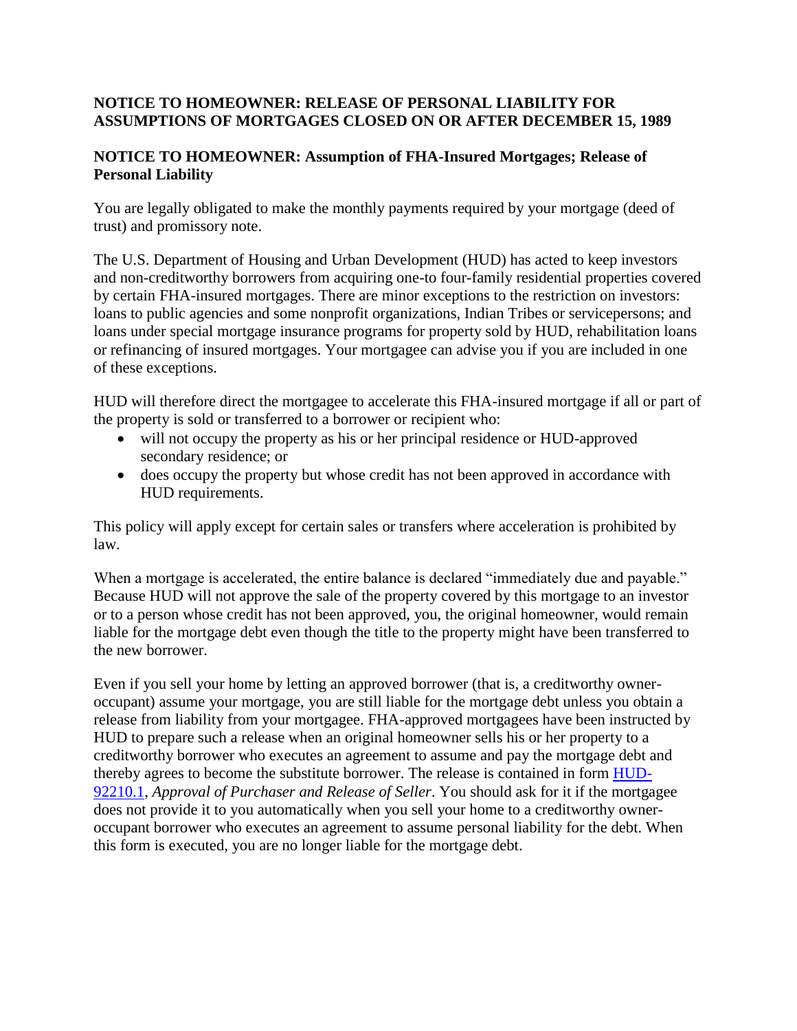**NOTICE TO HOMEOWNER: RELEASE OF PERSONAL LIABILITY FOR ASSUMPTIONS OF MORTGAGES CLOSED ON OR AFTER DECEMBER 15, 1989**

**NOTICE TO HOMEOWNER: Assumption of FHA-Insured Mortgages; Release of Personal Liability**

You are legally obligated to make the monthly payments required by your mortgage (deed of trust) and promissory note.

The U.S. Department of Housing and Urban Development (HUD) has acted to keep investors and non-creditworthy borrowers from acquiring one-to four-family residential properties covered by certain FHA-insured mortgages. There are minor exceptions to the restriction on investors: loans to public agencies and some nonprofit organizations, Indian Tribes or servicepersons; and loans under special mortgage insurance programs for property sold by HUD, rehabilitation loans or refinancing of insured mortgages. Your mortgagee can advise you if you are included in one of these exceptions.

HUD will therefore direct the mortgagee to accelerate this FHA-insured mortgage if all or part of the property is sold or transferred to a borrower or recipient who:

- will not occupy the property as his or her principal residence or HUD-approved secondary residence; or
- does occupy the property but whose credit has not been approved in accordance with HUD requirements.

This policy will apply except for certain sales or transfers where acceleration is prohibited by law.

When a mortgage is accelerated, the entire balance is declared "immediately due and payable." Because HUD will not approve the sale of the property covered by this mortgage to an investor or to a person whose credit has not been approved, you, the original homeowner, would remain liable for the mortgage debt even though the title to the property might have been transferred to the new borrower.

Even if you sell your home by letting an approved borrower (that is, a creditworthy owner-occupant) assume your mortgage, you are still liable for the mortgage debt unless you obtain a release from liability from your mortgagee. FHA-approved mortgagees have been instructed by HUD to prepare such a release when an original homeowner sells his or her property to a creditworthy borrower who executes an agreement to assume and pay the mortgage debt and thereby agrees to become the substitute borrower. The release is contained in form HUD-92210.1, *Approval of Purchaser and Release of Seller*. You should ask for it if the mortgagee does not provide it to you automatically when you sell your home to a creditworthy owner-occupant borrower who executes an agreement to assume personal liability for the debt. When this form is executed, you are no longer liable for the mortgage debt.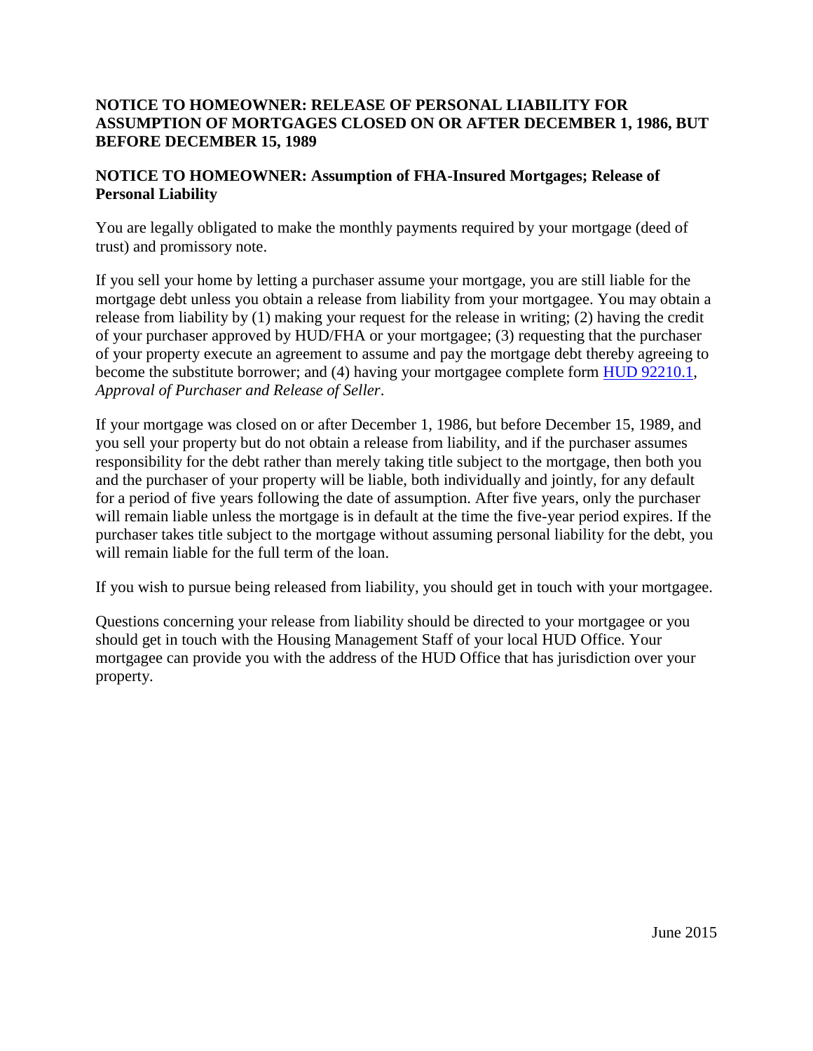**NOTICE TO HOMEOWNER: RELEASE OF PERSONAL LIABILITY FOR ASSUMPTION OF MORTGAGES CLOSED ON OR AFTER DECEMBER 1, 1986, BUT BEFORE DECEMBER 15, 1989**

**NOTICE TO HOMEOWNER: Assumption of FHA-Insured Mortgages; Release of Personal Liability**

You are legally obligated to make the monthly payments required by your mortgage (deed of trust) and promissory note.

If you sell your home by letting a purchaser assume your mortgage, you are still liable for the mortgage debt unless you obtain a release from liability from your mortgagee. You may obtain a release from liability by (1) making your request for the release in writing; (2) having the credit of your purchaser approved by HUD/FHA or your mortgagee; (3) requesting that the purchaser of your property execute an agreement to assume and pay the mortgage debt thereby agreeing to become the substitute borrower; and (4) having your mortgagee complete form HUD 92210.1, *Approval of Purchaser and Release of Seller*.

If your mortgage was closed on or after December 1, 1986, but before December 15, 1989, and you sell your property but do not obtain a release from liability, and if the purchaser assumes responsibility for the debt rather than merely taking title subject to the mortgage, then both you and the purchaser of your property will be liable, both individually and jointly, for any default for a period of five years following the date of assumption. After five years, only the purchaser will remain liable unless the mortgage is in default at the time the five-year period expires. If the purchaser takes title subject to the mortgage without assuming personal liability for the debt, you will remain liable for the full term of the loan.

If you wish to pursue being released from liability, you should get in touch with your mortgagee.

Questions concerning your release from liability should be directed to your mortgagee or you should get in touch with the Housing Management Staff of your local HUD Office. Your mortgagee can provide you with the address of the HUD Office that has jurisdiction over your property.

June 2015